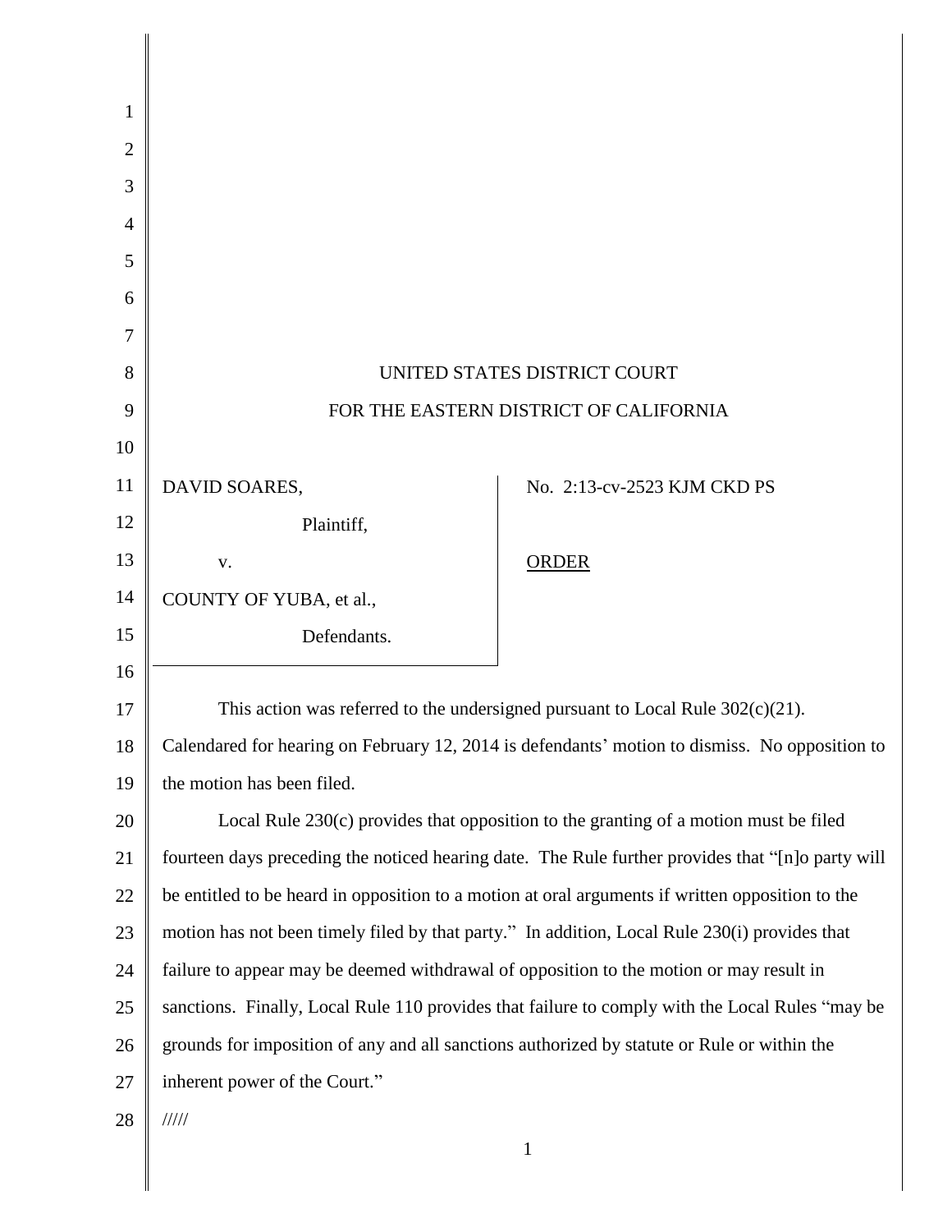UNITED STATES DISTRICT COURT

FOR THE EASTERN DISTRICT OF CALIFORNIA

| | |
|---|---|
| DAVID SOARES,<br>Plaintiff,<br>v.<br>COUNTY OF YUBA, et al.,<br>Defendants. | No. 2:13-cv-2523 KJM CKD PS<br><br><u>ORDER</u> |

This action was referred to the undersigned pursuant to Local Rule 302(c)(21). Calendared for hearing on February 12, 2014 is defendants' motion to dismiss. No opposition to the motion has been filed.

Local Rule 230(c) provides that opposition to the granting of a motion must be filed fourteen days preceding the noticed hearing date. The Rule further provides that "[n]o party will be entitled to be heard in opposition to a motion at oral arguments if written opposition to the motion has not been timely filed by that party." In addition, Local Rule 230(i) provides that failure to appear may be deemed withdrawal of opposition to the motion or may result in sanctions. Finally, Local Rule 110 provides that failure to comply with the Local Rules "may be grounds for imposition of any and all sanctions authorized by statute or Rule or within the inherent power of the Court."

/////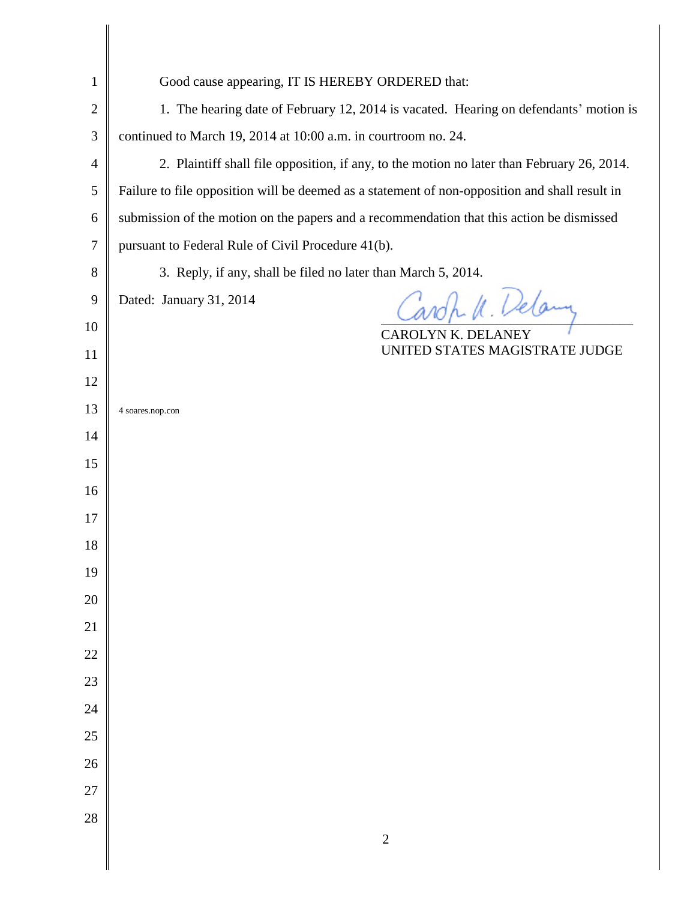Good cause appearing, IT IS HEREBY ORDERED that:

1. The hearing date of February 12, 2014 is vacated. Hearing on defendants' motion is continued to March 19, 2014 at 10:00 a.m. in courtroom no. 24.

2. Plaintiff shall file opposition, if any, to the motion no later than February 26, 2014. Failure to file opposition will be deemed as a statement of non-opposition and shall result in submission of the motion on the papers and a recommendation that this action be dismissed pursuant to Federal Rule of Civil Procedure 41(b).

3. Reply, if any, shall be filed no later than March 5, 2014.

Dated: January 31, 2014

CAROLYN K. DELANEY
UNITED STATES MAGISTRATE JUDGE

4 soares.nop.con